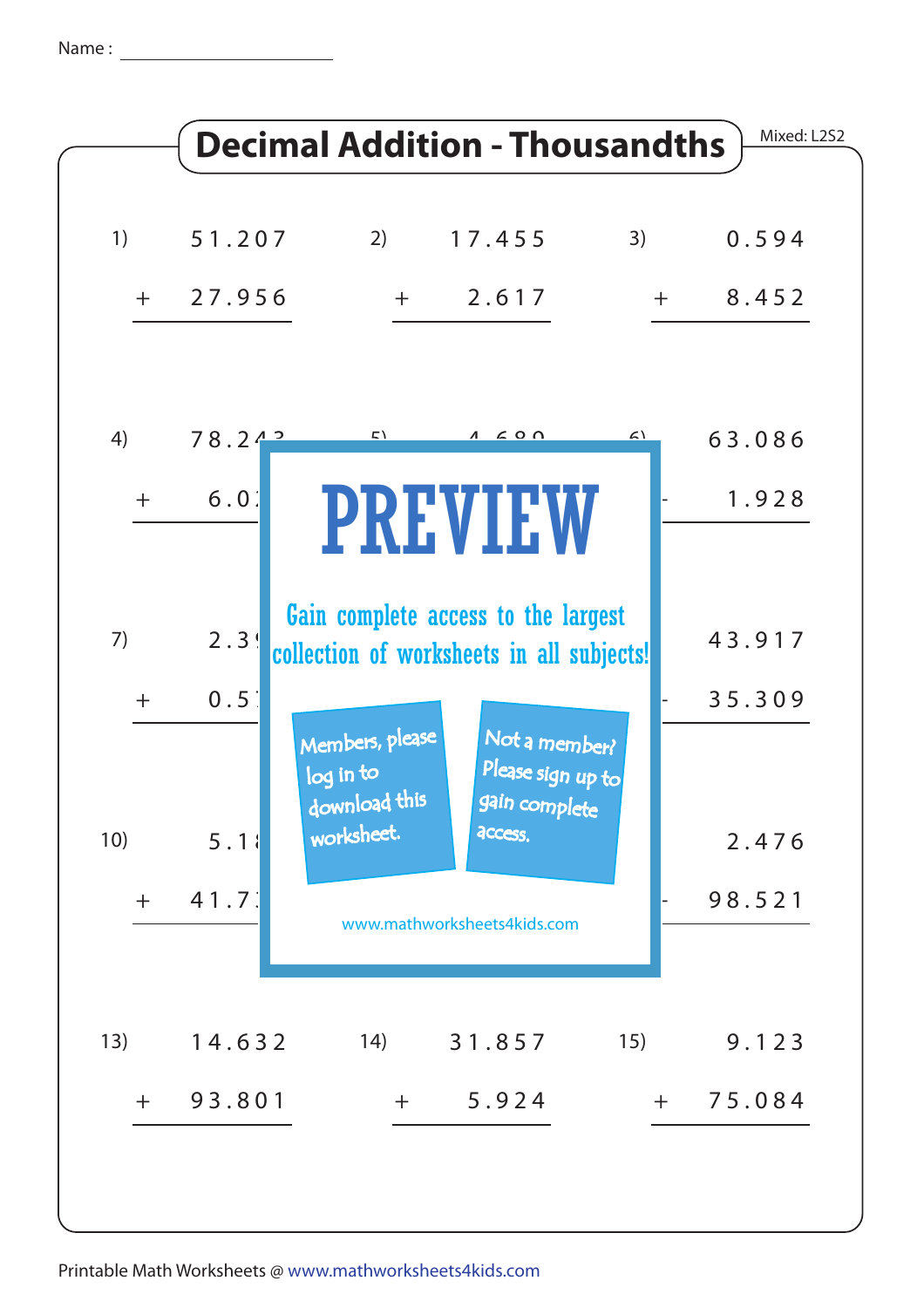Name : ______________________

# Decimal Addition - Thousandths

Mixed: L2S2

1) 51.207 + 27.956

2) 17.455 + 2.617

3) 0.594 + 8.452

4) 78.24… + 6.0…

5) 4.680 …

6) 63.086 + 1.928

7) 2.3… + 0.5…

8) …

9) 43.917 + 35.309

10) 5.1… + 41.7…

11) …

12) 2.476 + 98.521

13) 14.632 + 93.801

14) 31.857 + 5.924

15) 9.123 + 75.084

PREVIEW

Gain complete access to the largest collection of worksheets in all subjects!

Members, please log in to download this worksheet.

Not a member? Please sign up to gain complete access.

www.mathworksheets4kids.com

Printable Math Worksheets @ www.mathworksheets4kids.com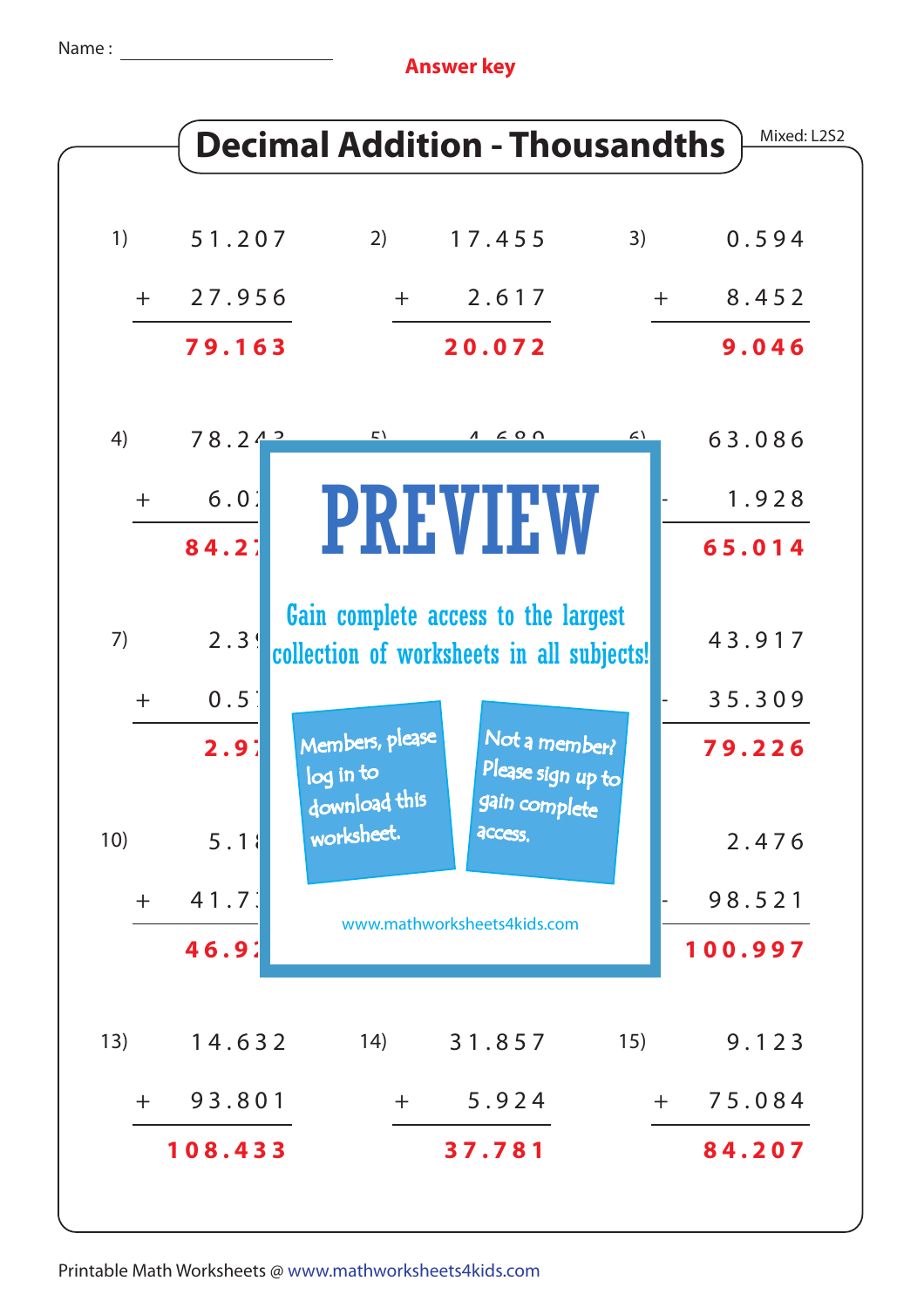Name : ____________________

**Answer key**

# Decimal Addition - Thousandths

Mixed: L2S2

1) $51.207 + 27.956 = $ **79.163**

2) $17.455 + 2.617 = $ **20.072**

3) $0.594 + 8.452 = $ **9.046**

4) $78.24\ldots + 6.0\ldots = $ **84.2…**

5) $4.68\ldots$

6) $63.086 + 1.928 = $ **65.014**

7) $2.3\ldots + 0.5\ldots = $ **2.9…**

9) $43.917 + 35.309 = $ **79.226**

10) $5.1\ldots + 41.7\ldots = $ **46.9…**

12) $2.476 + 98.521 = $ **100.997**

13) $14.632 + 93.801 = $ **108.433**

14) $31.857 + 5.924 = $ **37.781**

15) $9.123 + 75.084 = $ **84.207**

PREVIEW

Gain complete access to the largest collection of worksheets in all subjects!

Members, please log in to download this worksheet.

Not a member? Please sign up to gain complete access.

www.mathworksheets4kids.com

Printable Math Worksheets @ www.mathworksheets4kids.com